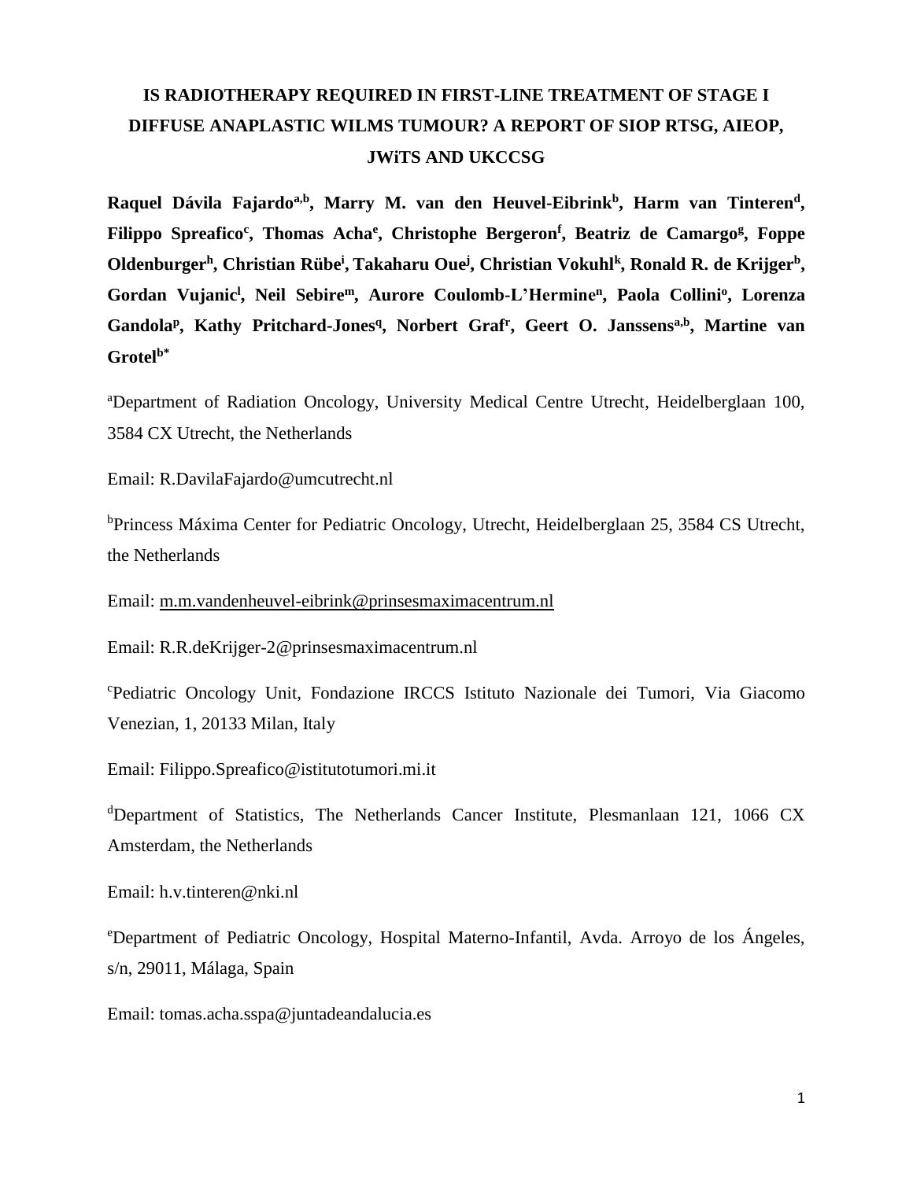# IS RADIOTHERAPY REQUIRED IN FIRST-LINE TREATMENT OF STAGE I DIFFUSE ANAPLASTIC WILMS TUMOUR? A REPORT OF SIOP RTSG, AIEOP, JWiTS AND UKCCSG

**Raquel Dávila Fajardo[a,b], Marry M. van den Heuvel-Eibrink[b], Harm van Tinteren[d], Filippo Spreafico[c], Thomas Acha[e], Christophe Bergeron[f], Beatriz de Camargo[g], Foppe Oldenburger[h], Christian Rübe[i], Takaharu Oue[j], Christian Vokuhl[k], Ronald R. de Krijger[b], Gordan Vujanic[l], Neil Sebire[m], Aurore Coulomb-L'Hermine[n], Paola Collini[o], Lorenza Gandola[p], Kathy Pritchard-Jones[q], Norbert Graf[r], Geert O. Janssens[a,b], Martine van Grotel[b*]**

[a]Department of Radiation Oncology, University Medical Centre Utrecht, Heidelberglaan 100, 3584 CX Utrecht, the Netherlands

Email: R.DavilaFajardo@umcutrecht.nl

[b]Princess Máxima Center for Pediatric Oncology, Utrecht, Heidelberglaan 25, 3584 CS Utrecht, the Netherlands

Email: m.m.vandenheuvel-eibrink@prinsesmaximacentrum.nl

Email: R.R.deKrijger-2@prinsesmaximacentrum.nl

[c]Pediatric Oncology Unit, Fondazione IRCCS Istituto Nazionale dei Tumori, Via Giacomo Venezian, 1, 20133 Milan, Italy

Email: Filippo.Spreafico@istitutotumori.mi.it

[d]Department of Statistics, The Netherlands Cancer Institute, Plesmanlaan 121, 1066 CX Amsterdam, the Netherlands

Email: h.v.tinteren@nki.nl

[e]Department of Pediatric Oncology, Hospital Materno-Infantil, Avda. Arroyo de los Ángeles, s/n, 29011, Málaga, Spain

Email: tomas.acha.sspa@juntadeandalucia.es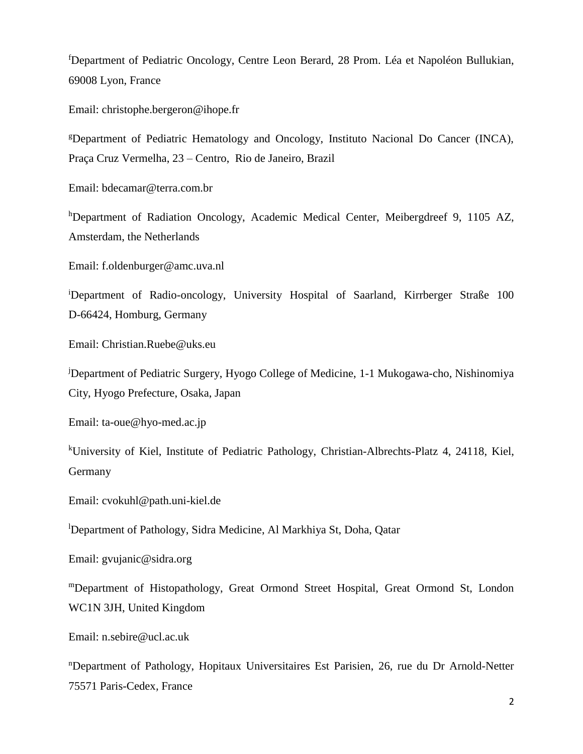[f]Department of Pediatric Oncology, Centre Leon Berard, 28 Prom. Léa et Napoléon Bullukian, 69008 Lyon, France

Email: christophe.bergeron@ihope.fr

[g]Department of Pediatric Hematology and Oncology, Instituto Nacional Do Cancer (INCA), Praça Cruz Vermelha, 23 – Centro, Rio de Janeiro, Brazil

Email: bdecamar@terra.com.br

[h]Department of Radiation Oncology, Academic Medical Center, Meibergdreef 9, 1105 AZ, Amsterdam, the Netherlands

Email: f.oldenburger@amc.uva.nl

[i]Department of Radio-oncology, University Hospital of Saarland, Kirrberger Straße 100 D-66424, Homburg, Germany

Email: Christian.Ruebe@uks.eu

[j]Department of Pediatric Surgery, Hyogo College of Medicine, 1-1 Mukogawa-cho, Nishinomiya City, Hyogo Prefecture, Osaka, Japan

Email: ta-oue@hyo-med.ac.jp

[k]University of Kiel, Institute of Pediatric Pathology, Christian-Albrechts-Platz 4, 24118, Kiel, Germany

Email: cvokuhl@path.uni-kiel.de

[l]Department of Pathology, Sidra Medicine, Al Markhiya St, Doha, Qatar

Email: gvujanic@sidra.org

[m]Department of Histopathology, Great Ormond Street Hospital, Great Ormond St, London WC1N 3JH, United Kingdom

Email: n.sebire@ucl.ac.uk

[n]Department of Pathology, Hopitaux Universitaires Est Parisien, 26, rue du Dr Arnold-Netter 75571 Paris-Cedex, France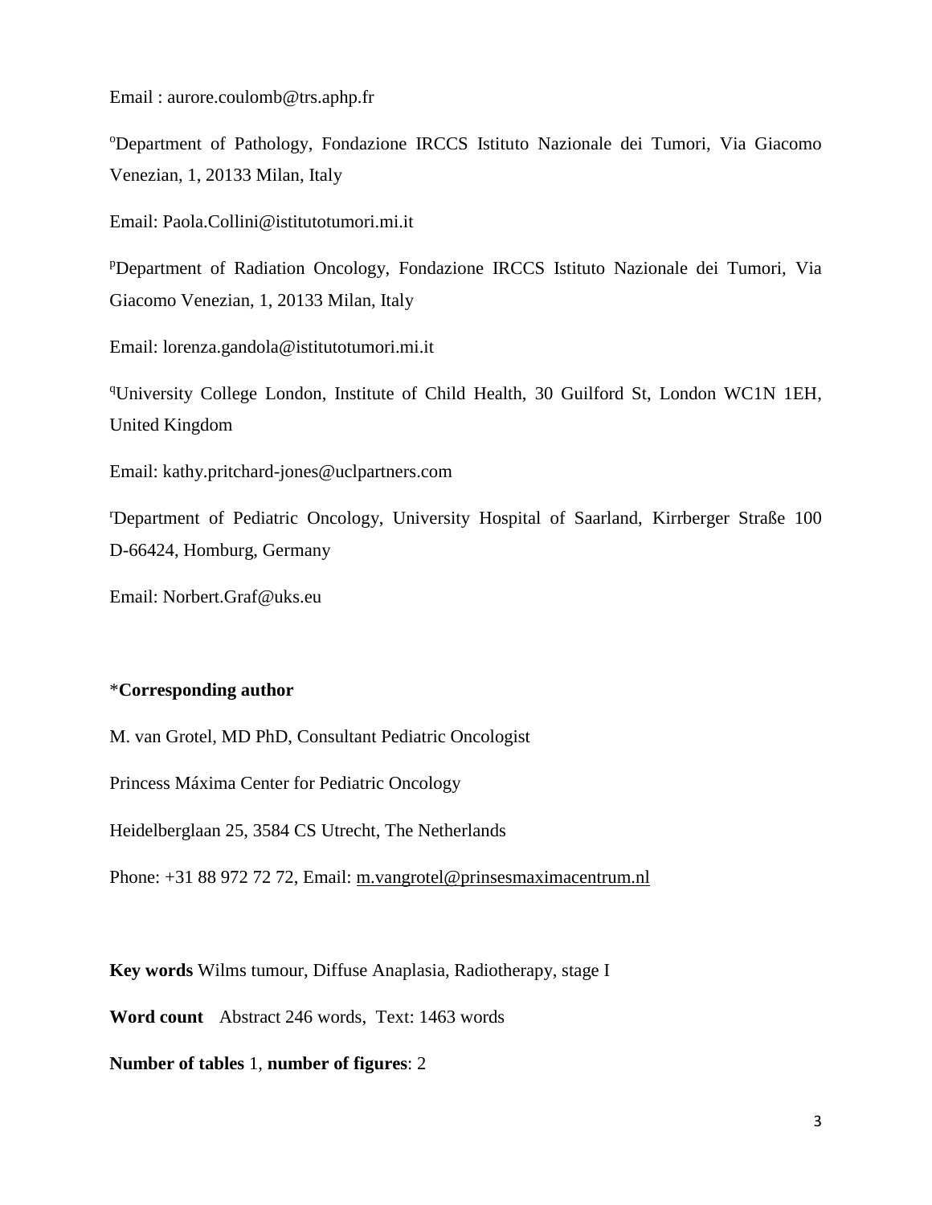Email : aurore.coulomb@trs.aphp.fr

[o]Department of Pathology, Fondazione IRCCS Istituto Nazionale dei Tumori, Via Giacomo Venezian, 1, 20133 Milan, Italy

Email: Paola.Collini@istitutotumori.mi.it

[p]Department of Radiation Oncology, Fondazione IRCCS Istituto Nazionale dei Tumori, Via Giacomo Venezian, 1, 20133 Milan, Italy

Email: lorenza.gandola@istitutotumori.mi.it

[q]University College London, Institute of Child Health, 30 Guilford St, London WC1N 1EH, United Kingdom

Email: kathy.pritchard-jones@uclpartners.com

[r]Department of Pediatric Oncology, University Hospital of Saarland, Kirrberger Straße 100 D-66424, Homburg, Germany

Email: Norbert.Graf@uks.eu

*__Corresponding author__

M. van Grotel, MD PhD, Consultant Pediatric Oncologist

Princess Máxima Center for Pediatric Oncology

Heidelberglaan 25, 3584 CS Utrecht, The Netherlands

Phone: +31 88 972 72 72, Email: m.vangrotel@prinsesmaximacentrum.nl

**Key words** Wilms tumour, Diffuse Anaplasia, Radiotherapy, stage I

**Word count** Abstract 246 words, Text: 1463 words

**Number of tables** 1, **number of figures**: 2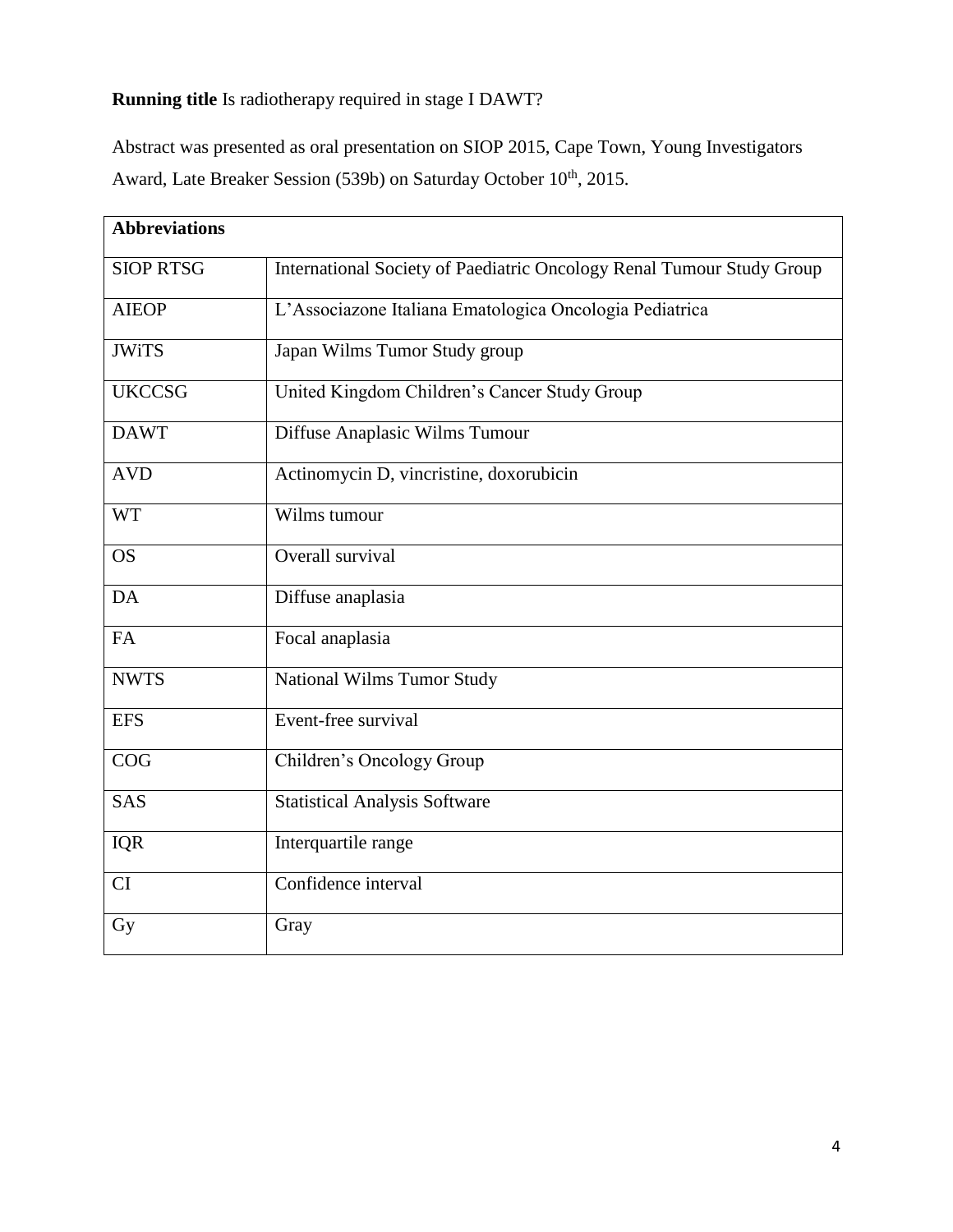**Running title** Is radiotherapy required in stage I DAWT?

Abstract was presented as oral presentation on SIOP 2015, Cape Town, Young Investigators Award, Late Breaker Session (539b) on Saturday October 10th, 2015.

| **Abbreviations** | |
|---|---|
| SIOP RTSG | International Society of Paediatric Oncology Renal Tumour Study Group |
| AIEOP | L'Associazone Italiana Ematologica Oncologia Pediatrica |
| JWiTS | Japan Wilms Tumor Study group |
| UKCCSG | United Kingdom Children's Cancer Study Group |
| DAWT | Diffuse Anaplasic Wilms Tumour |
| AVD | Actinomycin D, vincristine, doxorubicin |
| WT | Wilms tumour |
| OS | Overall survival |
| DA | Diffuse anaplasia |
| FA | Focal anaplasia |
| NWTS | National Wilms Tumor Study |
| EFS | Event-free survival |
| COG | Children's Oncology Group |
| SAS | Statistical Analysis Software |
| IQR | Interquartile range |
| CI | Confidence interval |
| Gy | Gray |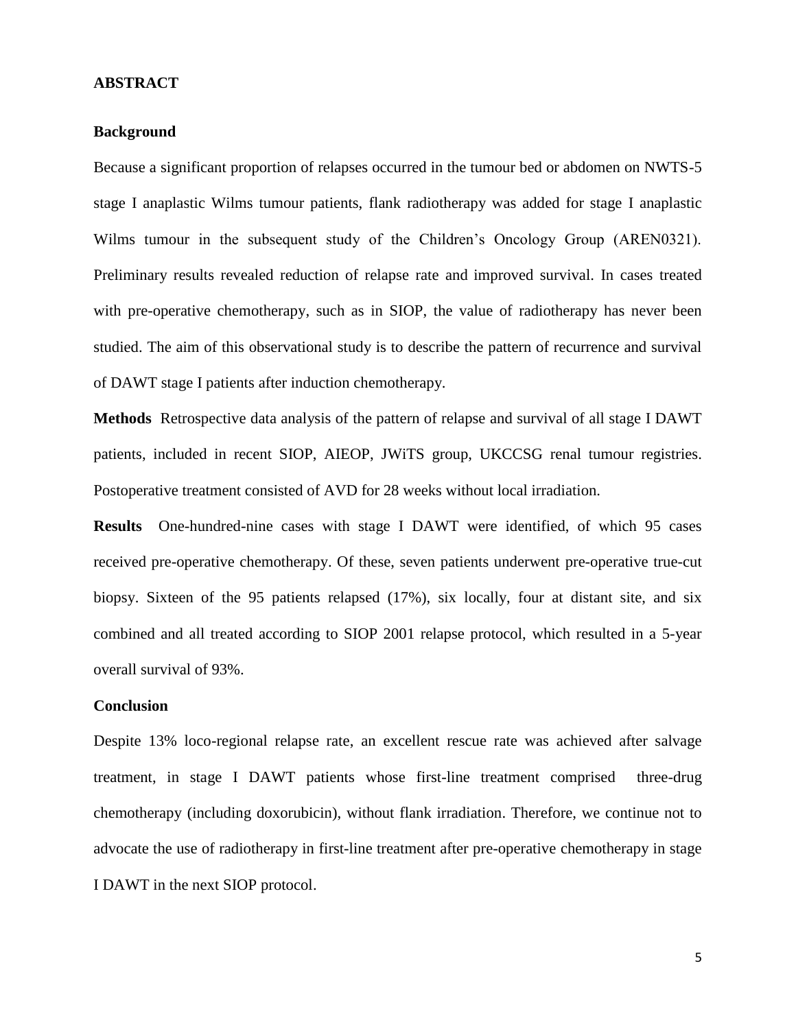## ABSTRACT

### Background

Because a significant proportion of relapses occurred in the tumour bed or abdomen on NWTS-5 stage I anaplastic Wilms tumour patients, flank radiotherapy was added for stage I anaplastic Wilms tumour in the subsequent study of the Children's Oncology Group (AREN0321). Preliminary results revealed reduction of relapse rate and improved survival. In cases treated with pre-operative chemotherapy, such as in SIOP, the value of radiotherapy has never been studied. The aim of this observational study is to describe the pattern of recurrence and survival of DAWT stage I patients after induction chemotherapy.

**Methods** Retrospective data analysis of the pattern of relapse and survival of all stage I DAWT patients, included in recent SIOP, AIEOP, JWiTS group, UKCCSG renal tumour registries. Postoperative treatment consisted of AVD for 28 weeks without local irradiation.

**Results** One-hundred-nine cases with stage I DAWT were identified, of which 95 cases received pre-operative chemotherapy. Of these, seven patients underwent pre-operative true-cut biopsy. Sixteen of the 95 patients relapsed (17%), six locally, four at distant site, and six combined and all treated according to SIOP 2001 relapse protocol, which resulted in a 5-year overall survival of 93%.

### Conclusion

Despite 13% loco-regional relapse rate, an excellent rescue rate was achieved after salvage treatment, in stage I DAWT patients whose first-line treatment comprised three-drug chemotherapy (including doxorubicin), without flank irradiation. Therefore, we continue not to advocate the use of radiotherapy in first-line treatment after pre-operative chemotherapy in stage I DAWT in the next SIOP protocol.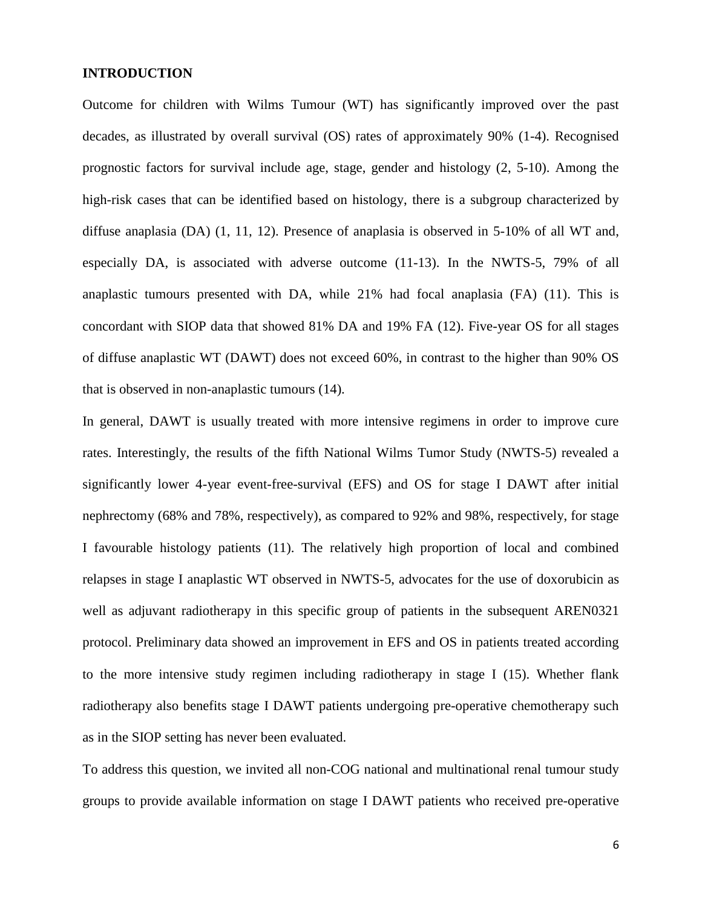## INTRODUCTION

Outcome for children with Wilms Tumour (WT) has significantly improved over the past decades, as illustrated by overall survival (OS) rates of approximately 90% (1-4). Recognised prognostic factors for survival include age, stage, gender and histology (2, 5-10). Among the high-risk cases that can be identified based on histology, there is a subgroup characterized by diffuse anaplasia (DA) (1, 11, 12). Presence of anaplasia is observed in 5-10% of all WT and, especially DA, is associated with adverse outcome (11-13). In the NWTS-5, 79% of all anaplastic tumours presented with DA, while 21% had focal anaplasia (FA) (11). This is concordant with SIOP data that showed 81% DA and 19% FA (12). Five-year OS for all stages of diffuse anaplastic WT (DAWT) does not exceed 60%, in contrast to the higher than 90% OS that is observed in non-anaplastic tumours (14).

In general, DAWT is usually treated with more intensive regimens in order to improve cure rates. Interestingly, the results of the fifth National Wilms Tumor Study (NWTS-5) revealed a significantly lower 4-year event-free-survival (EFS) and OS for stage I DAWT after initial nephrectomy (68% and 78%, respectively), as compared to 92% and 98%, respectively, for stage I favourable histology patients (11). The relatively high proportion of local and combined relapses in stage I anaplastic WT observed in NWTS-5, advocates for the use of doxorubicin as well as adjuvant radiotherapy in this specific group of patients in the subsequent AREN0321 protocol. Preliminary data showed an improvement in EFS and OS in patients treated according to the more intensive study regimen including radiotherapy in stage I (15). Whether flank radiotherapy also benefits stage I DAWT patients undergoing pre-operative chemotherapy such as in the SIOP setting has never been evaluated.

To address this question, we invited all non-COG national and multinational renal tumour study groups to provide available information on stage I DAWT patients who received pre-operative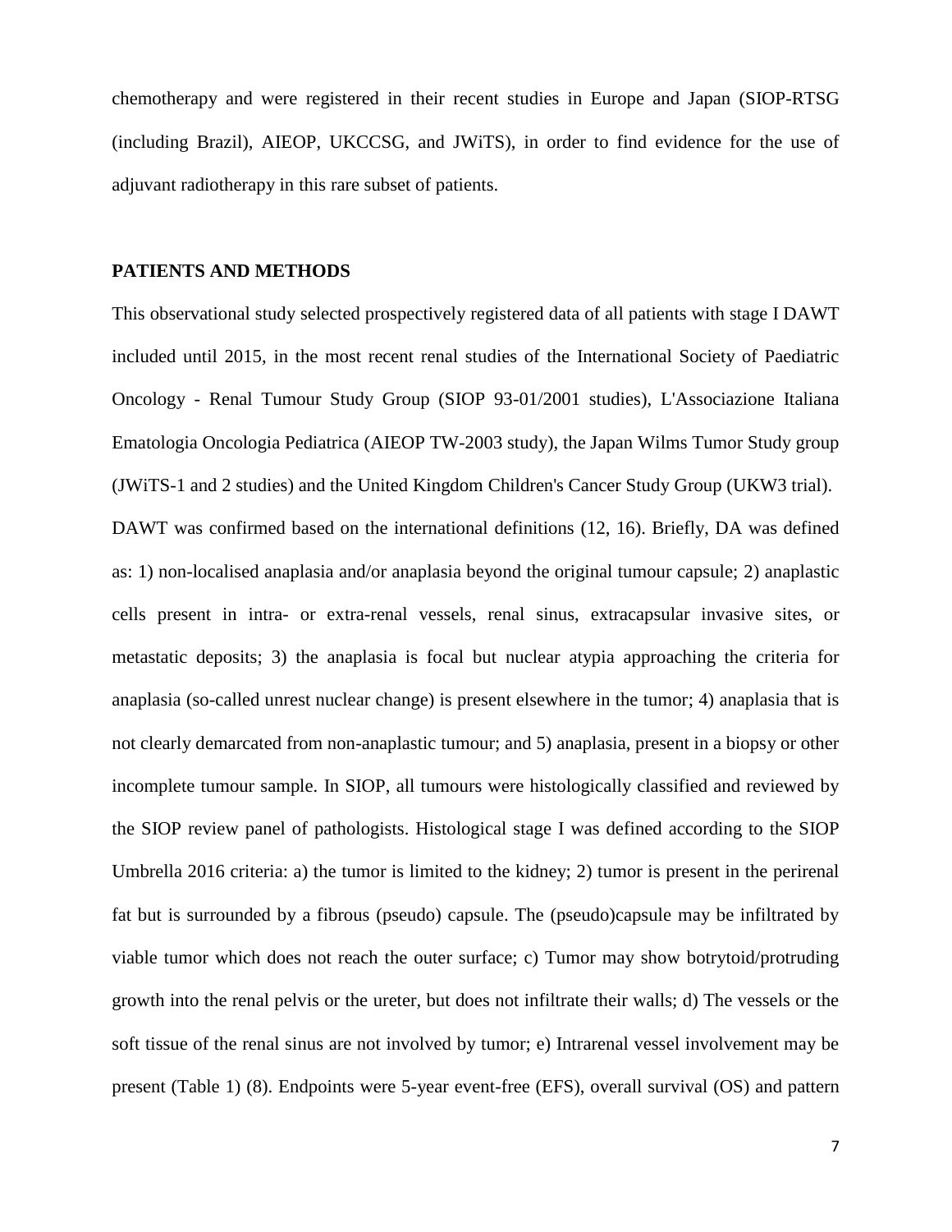chemotherapy and were registered in their recent studies in Europe and Japan (SIOP-RTSG (including Brazil), AIEOP, UKCCSG, and JWiTS), in order to find evidence for the use of adjuvant radiotherapy in this rare subset of patients.

## PATIENTS AND METHODS

This observational study selected prospectively registered data of all patients with stage I DAWT included until 2015, in the most recent renal studies of the International Society of Paediatric Oncology - Renal Tumour Study Group (SIOP 93-01/2001 studies), L'Associazione Italiana Ematologia Oncologia Pediatrica (AIEOP TW-2003 study), the Japan Wilms Tumor Study group (JWiTS-1 and 2 studies) and the United Kingdom Children's Cancer Study Group (UKW3 trial).

DAWT was confirmed based on the international definitions (12, 16). Briefly, DA was defined as: 1) non-localised anaplasia and/or anaplasia beyond the original tumour capsule; 2) anaplastic cells present in intra- or extra-renal vessels, renal sinus, extracapsular invasive sites, or metastatic deposits; 3) the anaplasia is focal but nuclear atypia approaching the criteria for anaplasia (so-called unrest nuclear change) is present elsewhere in the tumor; 4) anaplasia that is not clearly demarcated from non-anaplastic tumour; and 5) anaplasia, present in a biopsy or other incomplete tumour sample. In SIOP, all tumours were histologically classified and reviewed by the SIOP review panel of pathologists. Histological stage I was defined according to the SIOP Umbrella 2016 criteria: a) the tumor is limited to the kidney; 2) tumor is present in the perirenal fat but is surrounded by a fibrous (pseudo) capsule. The (pseudo)capsule may be infiltrated by viable tumor which does not reach the outer surface; c) Tumor may show botrytoid/protruding growth into the renal pelvis or the ureter, but does not infiltrate their walls; d) The vessels or the soft tissue of the renal sinus are not involved by tumor; e) Intrarenal vessel involvement may be present (Table 1) (8). Endpoints were 5-year event-free (EFS), overall survival (OS) and pattern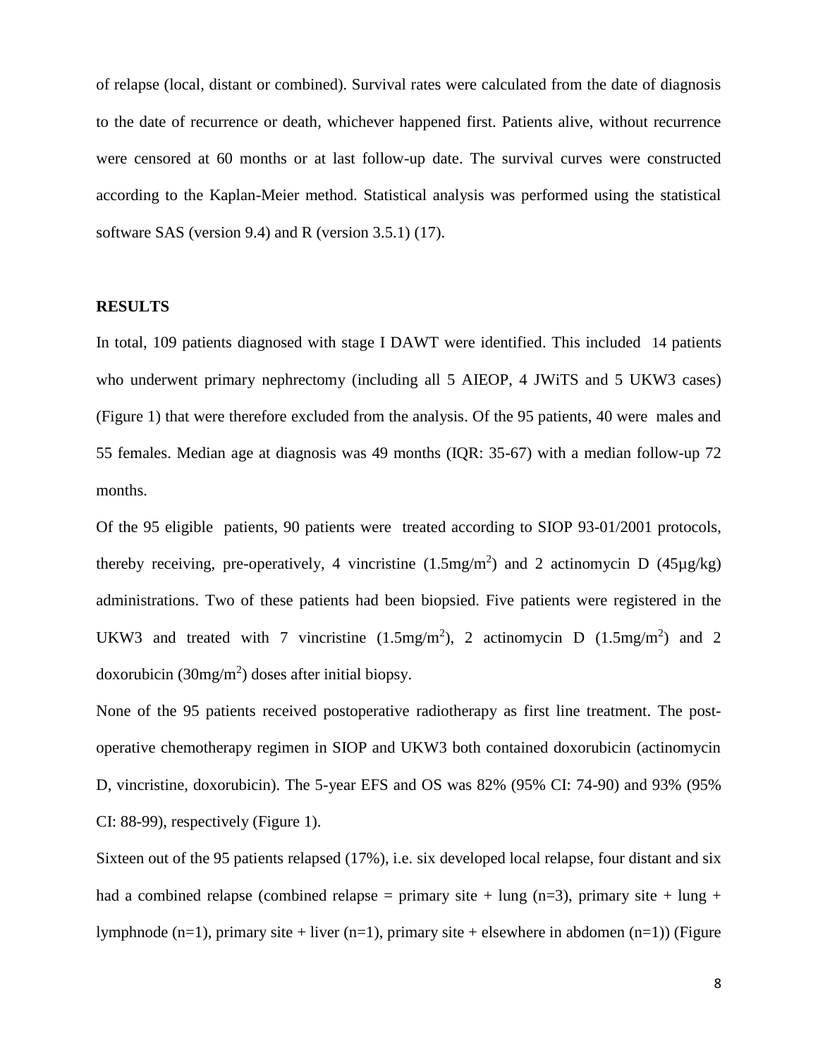of relapse (local, distant or combined). Survival rates were calculated from the date of diagnosis to the date of recurrence or death, whichever happened first. Patients alive, without recurrence were censored at 60 months or at last follow-up date. The survival curves were constructed according to the Kaplan-Meier method. Statistical analysis was performed using the statistical software SAS (version 9.4) and R (version 3.5.1) (17).

## RESULTS

In total, 109 patients diagnosed with stage I DAWT were identified. This included 14 patients who underwent primary nephrectomy (including all 5 AIEOP, 4 JWiTS and 5 UKW3 cases) (Figure 1) that were therefore excluded from the analysis. Of the 95 patients, 40 were males and 55 females. Median age at diagnosis was 49 months (IQR: 35-67) with a median follow-up 72 months.

Of the 95 eligible patients, 90 patients were treated according to SIOP 93-01/2001 protocols, thereby receiving, pre-operatively, 4 vincristine (1.5mg/m$^2$) and 2 actinomycin D (45µg/kg) administrations. Two of these patients had been biopsied. Five patients were registered in the UKW3 and treated with 7 vincristine (1.5mg/m$^2$), 2 actinomycin D (1.5mg/m$^2$) and 2 doxorubicin (30mg/m$^2$) doses after initial biopsy.

None of the 95 patients received postoperative radiotherapy as first line treatment. The post-operative chemotherapy regimen in SIOP and UKW3 both contained doxorubicin (actinomycin D, vincristine, doxorubicin). The 5-year EFS and OS was 82% (95% CI: 74-90) and 93% (95% CI: 88-99), respectively (Figure 1).

Sixteen out of the 95 patients relapsed (17%), i.e. six developed local relapse, four distant and six had a combined relapse (combined relapse = primary site + lung (n=3), primary site + lung + lymphnode (n=1), primary site + liver (n=1), primary site + elsewhere in abdomen (n=1)) (Figure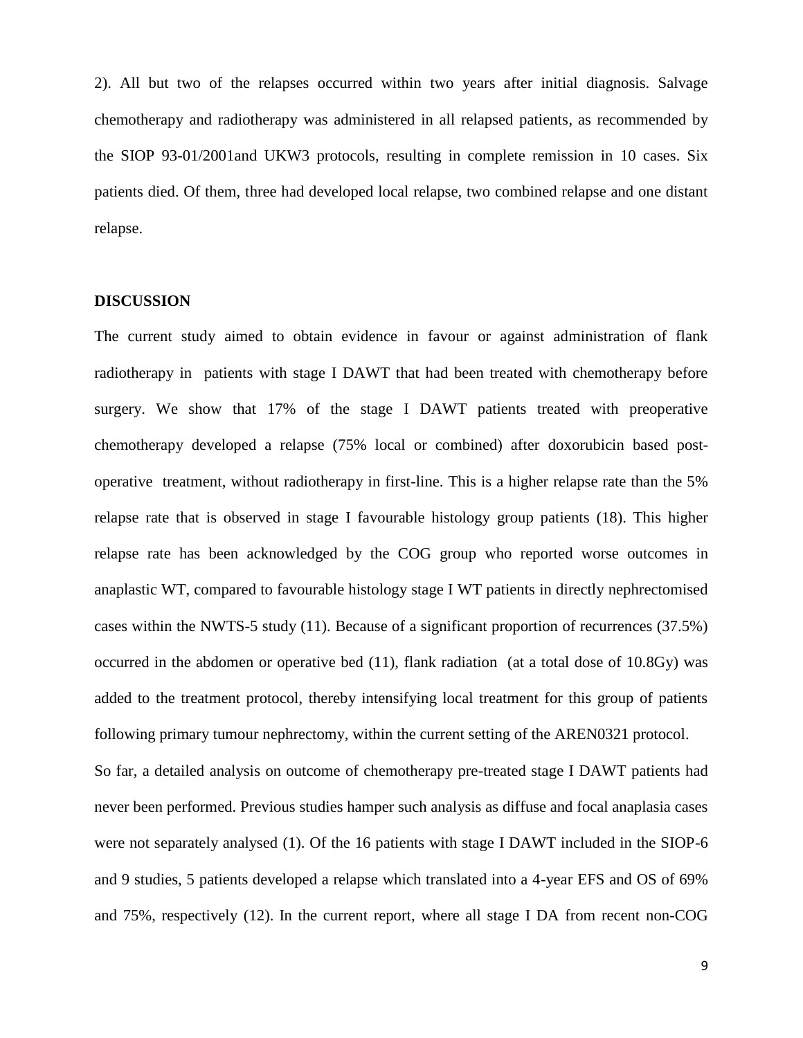2). All but two of the relapses occurred within two years after initial diagnosis. Salvage chemotherapy and radiotherapy was administered in all relapsed patients, as recommended by the SIOP 93-01/2001and UKW3 protocols, resulting in complete remission in 10 cases. Six patients died. Of them, three had developed local relapse, two combined relapse and one distant relapse.

## DISCUSSION

The current study aimed to obtain evidence in favour or against administration of flank radiotherapy in patients with stage I DAWT that had been treated with chemotherapy before surgery. We show that 17% of the stage I DAWT patients treated with preoperative chemotherapy developed a relapse (75% local or combined) after doxorubicin based post-operative treatment, without radiotherapy in first-line. This is a higher relapse rate than the 5% relapse rate that is observed in stage I favourable histology group patients (18). This higher relapse rate has been acknowledged by the COG group who reported worse outcomes in anaplastic WT, compared to favourable histology stage I WT patients in directly nephrectomised cases within the NWTS-5 study (11). Because of a significant proportion of recurrences (37.5%) occurred in the abdomen or operative bed (11), flank radiation (at a total dose of 10.8Gy) was added to the treatment protocol, thereby intensifying local treatment for this group of patients following primary tumour nephrectomy, within the current setting of the AREN0321 protocol.

So far, a detailed analysis on outcome of chemotherapy pre-treated stage I DAWT patients had never been performed. Previous studies hamper such analysis as diffuse and focal anaplasia cases were not separately analysed (1). Of the 16 patients with stage I DAWT included in the SIOP-6 and 9 studies, 5 patients developed a relapse which translated into a 4-year EFS and OS of 69% and 75%, respectively (12). In the current report, where all stage I DA from recent non-COG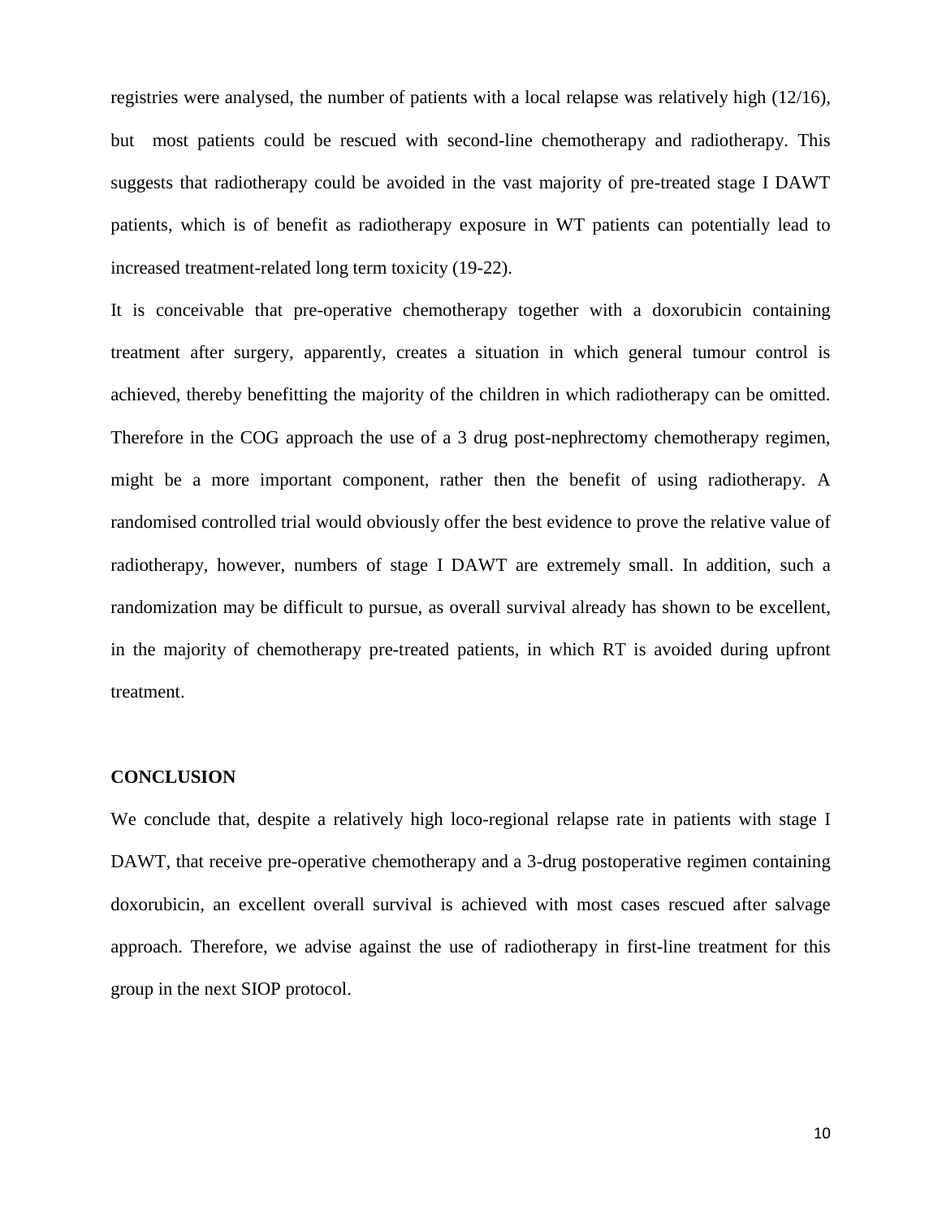registries were analysed, the number of patients with a local relapse was relatively high (12/16), but most patients could be rescued with second-line chemotherapy and radiotherapy. This suggests that radiotherapy could be avoided in the vast majority of pre-treated stage I DAWT patients, which is of benefit as radiotherapy exposure in WT patients can potentially lead to increased treatment-related long term toxicity (19-22).

It is conceivable that pre-operative chemotherapy together with a doxorubicin containing treatment after surgery, apparently, creates a situation in which general tumour control is achieved, thereby benefitting the majority of the children in which radiotherapy can be omitted. Therefore in the COG approach the use of a 3 drug post-nephrectomy chemotherapy regimen, might be a more important component, rather then the benefit of using radiotherapy. A randomised controlled trial would obviously offer the best evidence to prove the relative value of radiotherapy, however, numbers of stage I DAWT are extremely small. In addition, such a randomization may be difficult to pursue, as overall survival already has shown to be excellent, in the majority of chemotherapy pre-treated patients, in which RT is avoided during upfront treatment.

## CONCLUSION

We conclude that, despite a relatively high loco-regional relapse rate in patients with stage I DAWT, that receive pre-operative chemotherapy and a 3-drug postoperative regimen containing doxorubicin, an excellent overall survival is achieved with most cases rescued after salvage approach. Therefore, we advise against the use of radiotherapy in first-line treatment for this group in the next SIOP protocol.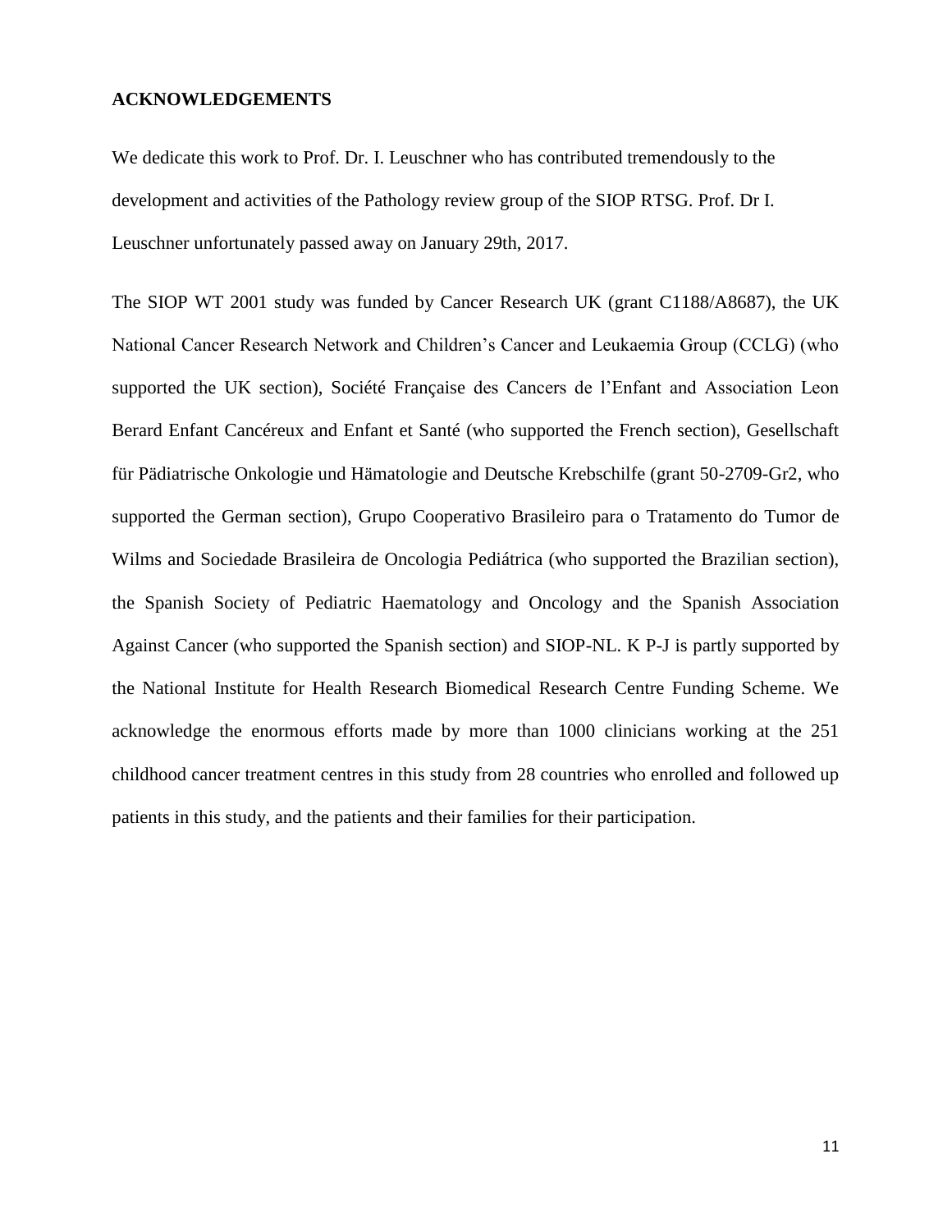## ACKNOWLEDGEMENTS

We dedicate this work to Prof. Dr. I. Leuschner who has contributed tremendously to the development and activities of the Pathology review group of the SIOP RTSG. Prof. Dr I. Leuschner unfortunately passed away on January 29th, 2017.

The SIOP WT 2001 study was funded by Cancer Research UK (grant C1188/A8687), the UK National Cancer Research Network and Children's Cancer and Leukaemia Group (CCLG) (who supported the UK section), Société Française des Cancers de l'Enfant and Association Leon Berard Enfant Cancéreux and Enfant et Santé (who supported the French section), Gesellschaft für Pädiatrische Onkologie und Hämatologie and Deutsche Krebschilfe (grant 50-2709-Gr2, who supported the German section), Grupo Cooperativo Brasileiro para o Tratamento do Tumor de Wilms and Sociedade Brasileira de Oncologia Pediátrica (who supported the Brazilian section), the Spanish Society of Pediatric Haematology and Oncology and the Spanish Association Against Cancer (who supported the Spanish section) and SIOP-NL. K P-J is partly supported by the National Institute for Health Research Biomedical Research Centre Funding Scheme. We acknowledge the enormous efforts made by more than 1000 clinicians working at the 251 childhood cancer treatment centres in this study from 28 countries who enrolled and followed up patients in this study, and the patients and their families for their participation.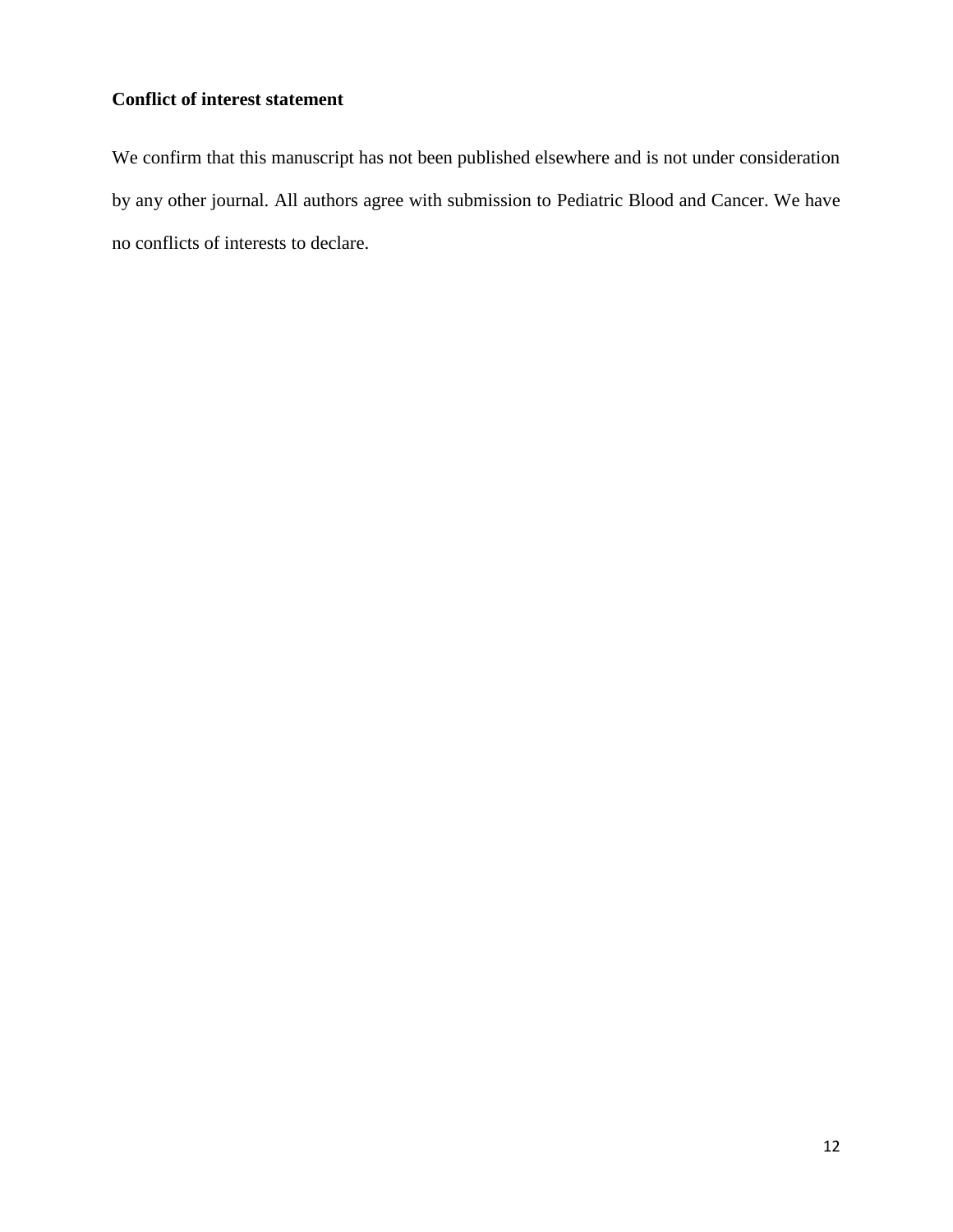**Conflict of interest statement**

We confirm that this manuscript has not been published elsewhere and is not under consideration by any other journal. All authors agree with submission to Pediatric Blood and Cancer. We have no conflicts of interests to declare.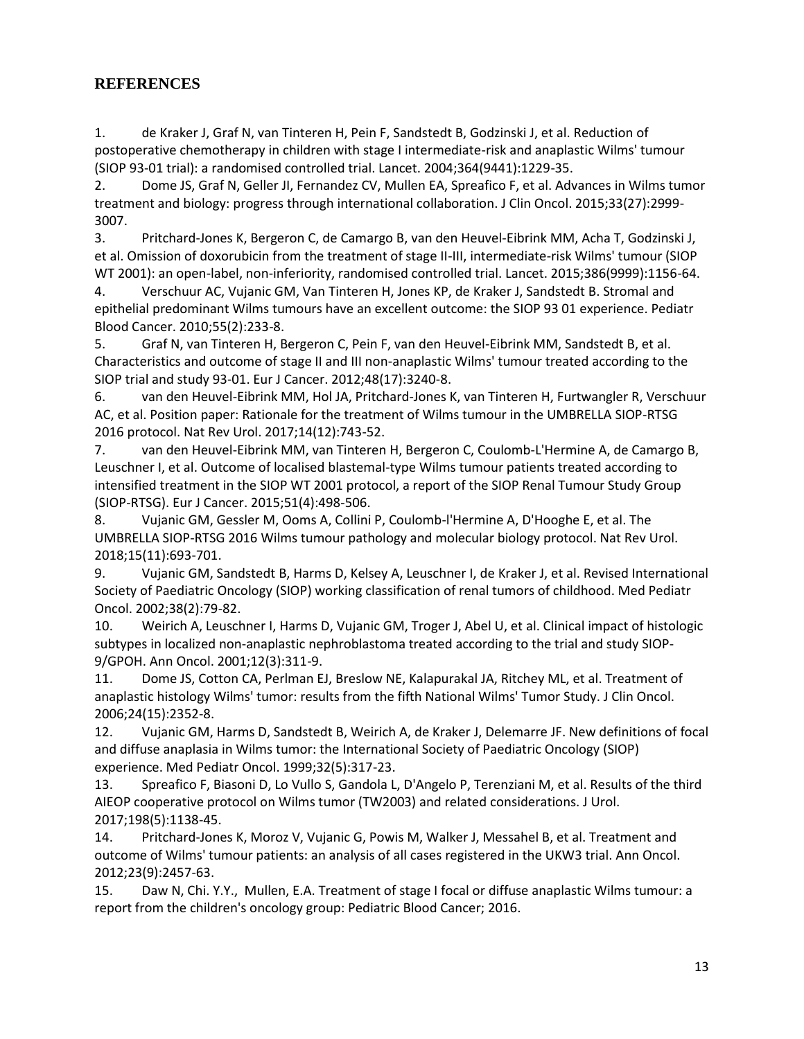## REFERENCES

1. de Kraker J, Graf N, van Tinteren H, Pein F, Sandstedt B, Godzinski J, et al. Reduction of postoperative chemotherapy in children with stage I intermediate-risk and anaplastic Wilms' tumour (SIOP 93-01 trial): a randomised controlled trial. Lancet. 2004;364(9441):1229-35.
2. Dome JS, Graf N, Geller JI, Fernandez CV, Mullen EA, Spreafico F, et al. Advances in Wilms tumor treatment and biology: progress through international collaboration. J Clin Oncol. 2015;33(27):2999-3007.
3. Pritchard-Jones K, Bergeron C, de Camargo B, van den Heuvel-Eibrink MM, Acha T, Godzinski J, et al. Omission of doxorubicin from the treatment of stage II-III, intermediate-risk Wilms' tumour (SIOP WT 2001): an open-label, non-inferiority, randomised controlled trial. Lancet. 2015;386(9999):1156-64.
4. Verschuur AC, Vujanic GM, Van Tinteren H, Jones KP, de Kraker J, Sandstedt B. Stromal and epithelial predominant Wilms tumours have an excellent outcome: the SIOP 93 01 experience. Pediatr Blood Cancer. 2010;55(2):233-8.
5. Graf N, van Tinteren H, Bergeron C, Pein F, van den Heuvel-Eibrink MM, Sandstedt B, et al. Characteristics and outcome of stage II and III non-anaplastic Wilms' tumour treated according to the SIOP trial and study 93-01. Eur J Cancer. 2012;48(17):3240-8.
6. van den Heuvel-Eibrink MM, Hol JA, Pritchard-Jones K, van Tinteren H, Furtwangler R, Verschuur AC, et al. Position paper: Rationale for the treatment of Wilms tumour in the UMBRELLA SIOP-RTSG 2016 protocol. Nat Rev Urol. 2017;14(12):743-52.
7. van den Heuvel-Eibrink MM, van Tinteren H, Bergeron C, Coulomb-L'Hermine A, de Camargo B, Leuschner I, et al. Outcome of localised blastemal-type Wilms tumour patients treated according to intensified treatment in the SIOP WT 2001 protocol, a report of the SIOP Renal Tumour Study Group (SIOP-RTSG). Eur J Cancer. 2015;51(4):498-506.
8. Vujanic GM, Gessler M, Ooms A, Collini P, Coulomb-l'Hermine A, D'Hooghe E, et al. The UMBRELLA SIOP-RTSG 2016 Wilms tumour pathology and molecular biology protocol. Nat Rev Urol. 2018;15(11):693-701.
9. Vujanic GM, Sandstedt B, Harms D, Kelsey A, Leuschner I, de Kraker J, et al. Revised International Society of Paediatric Oncology (SIOP) working classification of renal tumors of childhood. Med Pediatr Oncol. 2002;38(2):79-82.
10. Weirich A, Leuschner I, Harms D, Vujanic GM, Troger J, Abel U, et al. Clinical impact of histologic subtypes in localized non-anaplastic nephroblastoma treated according to the trial and study SIOP-9/GPOH. Ann Oncol. 2001;12(3):311-9.
11. Dome JS, Cotton CA, Perlman EJ, Breslow NE, Kalapurakal JA, Ritchey ML, et al. Treatment of anaplastic histology Wilms' tumor: results from the fifth National Wilms' Tumor Study. J Clin Oncol. 2006;24(15):2352-8.
12. Vujanic GM, Harms D, Sandstedt B, Weirich A, de Kraker J, Delemarre JF. New definitions of focal and diffuse anaplasia in Wilms tumor: the International Society of Paediatric Oncology (SIOP) experience. Med Pediatr Oncol. 1999;32(5):317-23.
13. Spreafico F, Biasoni D, Lo Vullo S, Gandola L, D'Angelo P, Terenziani M, et al. Results of the third AIEOP cooperative protocol on Wilms tumor (TW2003) and related considerations. J Urol. 2017;198(5):1138-45.
14. Pritchard-Jones K, Moroz V, Vujanic G, Powis M, Walker J, Messahel B, et al. Treatment and outcome of Wilms' tumour patients: an analysis of all cases registered in the UKW3 trial. Ann Oncol. 2012;23(9):2457-63.
15. Daw N, Chi. Y.Y., Mullen, E.A. Treatment of stage I focal or diffuse anaplastic Wilms tumour: a report from the children's oncology group: Pediatric Blood Cancer; 2016.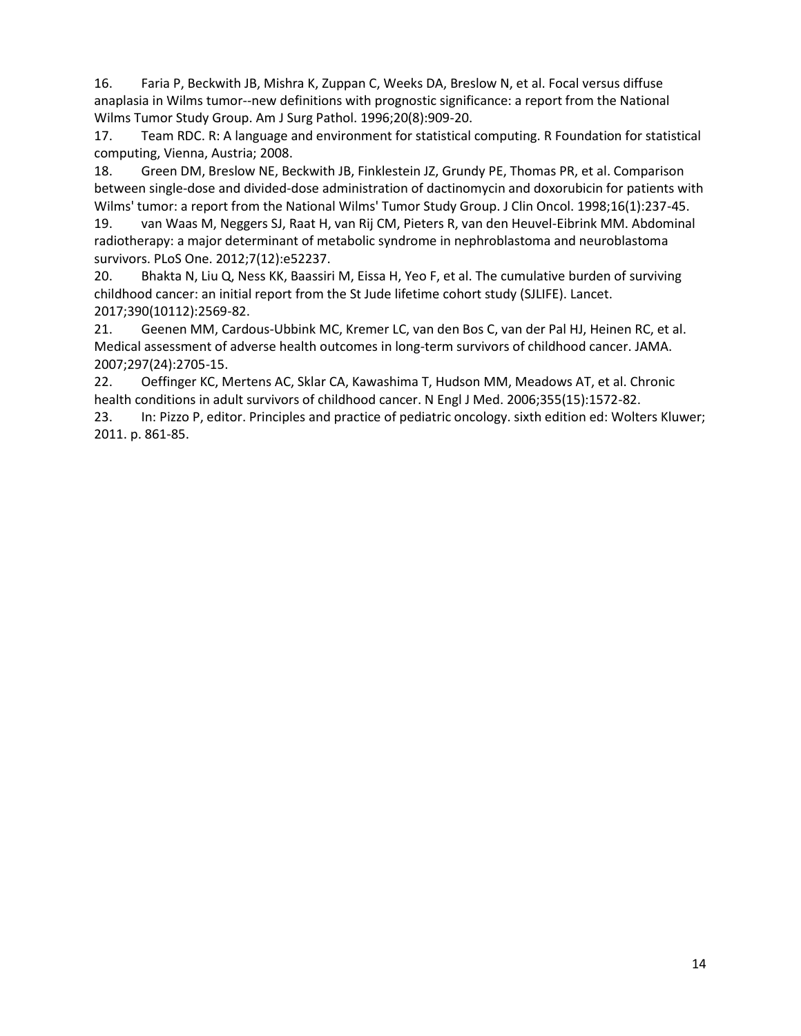16. Faria P, Beckwith JB, Mishra K, Zuppan C, Weeks DA, Breslow N, et al. Focal versus diffuse anaplasia in Wilms tumor--new definitions with prognostic significance: a report from the National Wilms Tumor Study Group. Am J Surg Pathol. 1996;20(8):909-20.

17. Team RDC. R: A language and environment for statistical computing. R Foundation for statistical computing, Vienna, Austria; 2008.

18. Green DM, Breslow NE, Beckwith JB, Finklestein JZ, Grundy PE, Thomas PR, et al. Comparison between single-dose and divided-dose administration of dactinomycin and doxorubicin for patients with Wilms' tumor: a report from the National Wilms' Tumor Study Group. J Clin Oncol. 1998;16(1):237-45.

19. van Waas M, Neggers SJ, Raat H, van Rij CM, Pieters R, van den Heuvel-Eibrink MM. Abdominal radiotherapy: a major determinant of metabolic syndrome in nephroblastoma and neuroblastoma survivors. PLoS One. 2012;7(12):e52237.

20. Bhakta N, Liu Q, Ness KK, Baassiri M, Eissa H, Yeo F, et al. The cumulative burden of surviving childhood cancer: an initial report from the St Jude lifetime cohort study (SJLIFE). Lancet. 2017;390(10112):2569-82.

21. Geenen MM, Cardous-Ubbink MC, Kremer LC, van den Bos C, van der Pal HJ, Heinen RC, et al. Medical assessment of adverse health outcomes in long-term survivors of childhood cancer. JAMA. 2007;297(24):2705-15.

22. Oeffinger KC, Mertens AC, Sklar CA, Kawashima T, Hudson MM, Meadows AT, et al. Chronic health conditions in adult survivors of childhood cancer. N Engl J Med. 2006;355(15):1572-82.

23. In: Pizzo P, editor. Principles and practice of pediatric oncology. sixth edition ed: Wolters Kluwer; 2011. p. 861-85.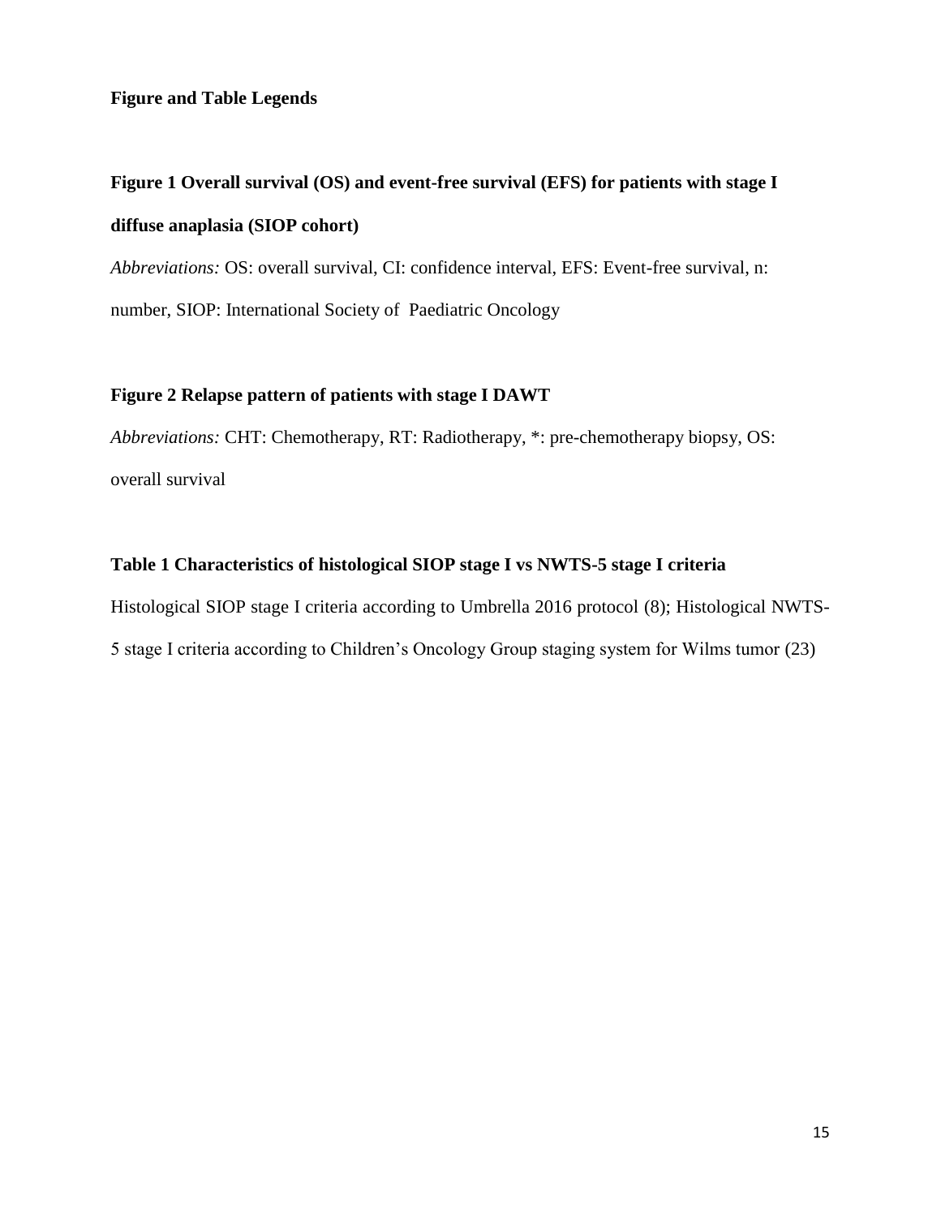**Figure and Table Legends**

**Figure 1 Overall survival (OS) and event-free survival (EFS) for patients with stage I diffuse anaplasia (SIOP cohort)**

*Abbreviations:* OS: overall survival, CI: confidence interval, EFS: Event-free survival, n: number, SIOP: International Society of Paediatric Oncology

**Figure 2 Relapse pattern of patients with stage I DAWT**

*Abbreviations:* CHT: Chemotherapy, RT: Radiotherapy, *: pre-chemotherapy biopsy, OS: overall survival

**Table 1 Characteristics of histological SIOP stage I vs NWTS-5 stage I criteria**

Histological SIOP stage I criteria according to Umbrella 2016 protocol (8); Histological NWTS-5 stage I criteria according to Children's Oncology Group staging system for Wilms tumor (23)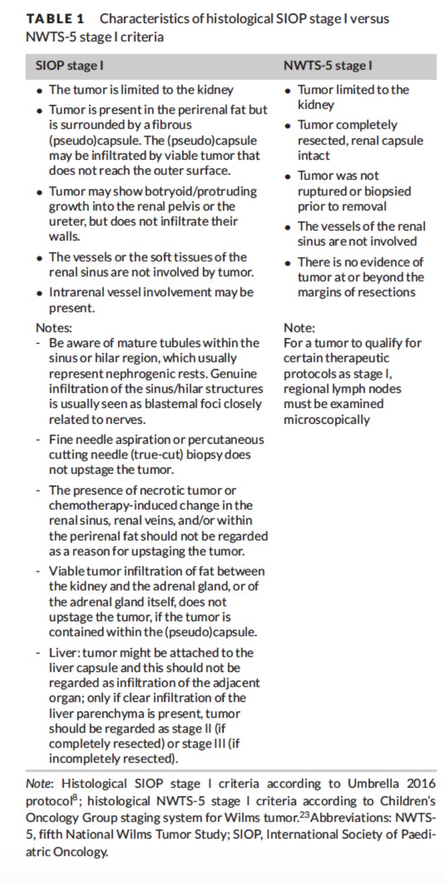**TABLE 1** Characteristics of histological SIOP stage I versus NWTS-5 stage I criteria

| SIOP stage I | NWTS-5 stage I |
| --- | --- |
| • The tumor is limited to the kidney<br>• Tumor is present in the perirenal fat but is surrounded by a fibrous (pseudo)capsule. The (pseudo)capsule may be infiltrated by viable tumor that does not reach the outer surface.<br>• Tumor may show botryoid/protruding growth into the renal pelvis or the ureter, but does not infiltrate their walls.<br>• The vessels or the soft tissues of the renal sinus are not involved by tumor.<br>• Intrarenal vessel involvement may be present. | • Tumor limited to the kidney<br>• Tumor completely resected, renal capsule intact<br>• Tumor was not ruptured or biopsied prior to removal<br>• The vessels of the renal sinus are not involved<br>• There is no evidence of tumor at or beyond the margins of resections |
| Notes:<br>- Be aware of mature tubules within the sinus or hilar region, which usually represent nephrogenic rests. Genuine infiltration of the sinus/hilar structures is usually seen as blastemal foci closely related to nerves.<br>- Fine needle aspiration or percutaneous cutting needle (true-cut) biopsy does not upstage the tumor.<br>- The presence of necrotic tumor or chemotherapy-induced change in the renal sinus, renal veins, and/or within the perirenal fat should not be regarded as a reason for upstaging the tumor.<br>- Viable tumor infiltration of fat between the kidney and the adrenal gland, or of the adrenal gland itself, does not upstage the tumor, if the tumor is contained within the (pseudo)capsule.<br>- Liver: tumor might be attached to the liver capsule and this should not be regarded as infiltration of the adjacent organ; only if clear infiltration of the liver parenchyma is present, tumor should be regarded as stage II (if completely resected) or stage III (if incompletely resected). | Note:<br>For a tumor to qualify for certain therapeutic protocols as stage I, regional lymph nodes must be examined microscopically |

*Note*: Histological SIOP stage I criteria according to Umbrella 2016 protocol[8]; histological NWTS-5 stage I criteria according to Children's Oncology Group staging system for Wilms tumor.[23] Abbreviations: NWTS-5, fifth National Wilms Tumor Study; SIOP, International Society of Paediatric Oncology.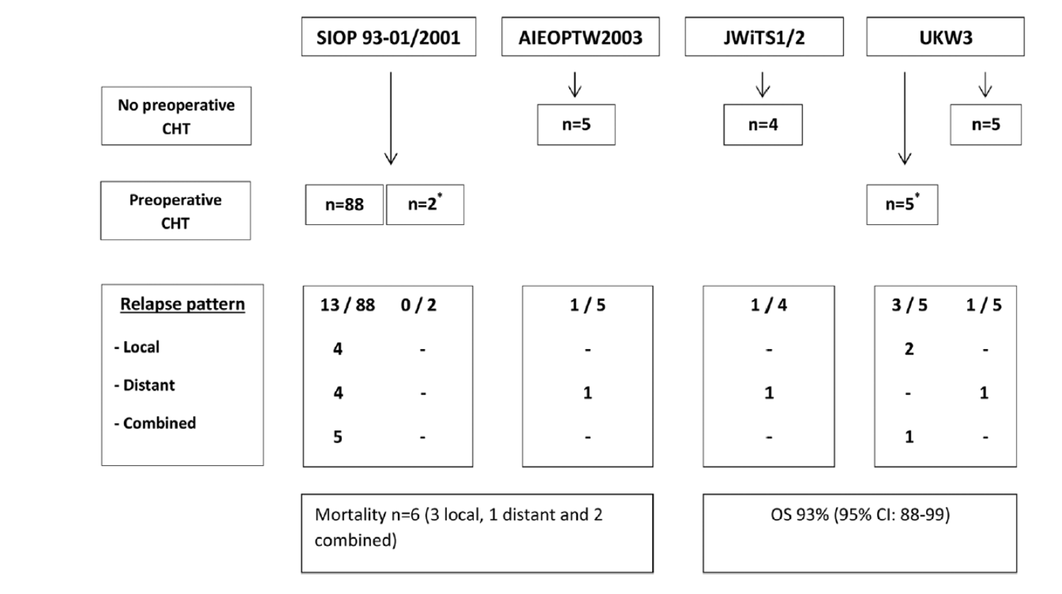| | SIOP 93-01/2001 | | AIEOPTW2003 | JWiTS1/2 | UKW3 | |
|---|---|---|---|---|---|---|
| No preoperative CHT | | | n=5 | n=4 | | n=5 |
| Preoperative CHT | n=88 | n=2* | | | n=5* | |
| **Relapse pattern** | 13 / 88 | 0 / 2 | 1 / 5 | 1 / 4 | 3 / 5 | 1 / 5 |
| - Local | 4 | - | - | - | 2 | - |
| - Distant | 4 | - | 1 | 1 | - | 1 |
| - Combined | 5 | - | - | - | 1 | - |
| | Mortality n=6 (3 local, 1 distant and 2 combined) | | | OS 93% (95% CI: 88-99) | | |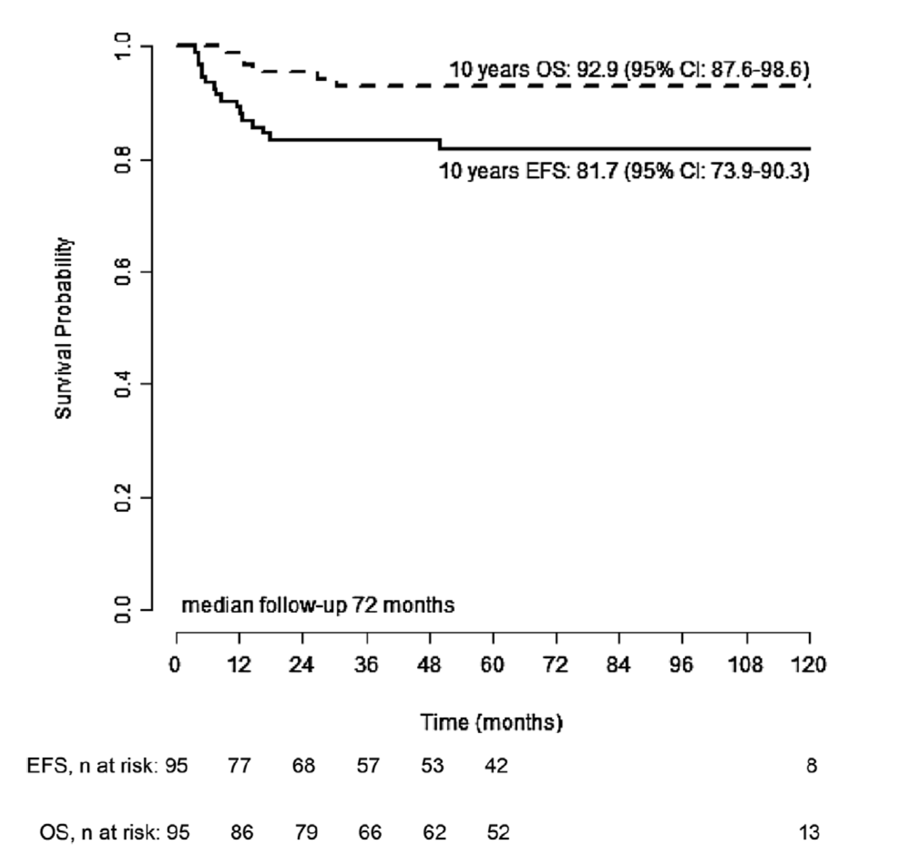1.0

0.8

0.6

0.4

0.2

0.0

Survival Probability

10 years OS: 92.9 (95% CI: 87.6-98.6)

10 years EFS: 81.7 (95% CI: 73.9-90.3)

median follow-up 72 months

0 12 24 36 48 60 72 84 96 108 120

Time (months)

EFS, n at risk: 95 77 68 57 53 42 8

OS, n at risk: 95 86 79 66 62 52 13